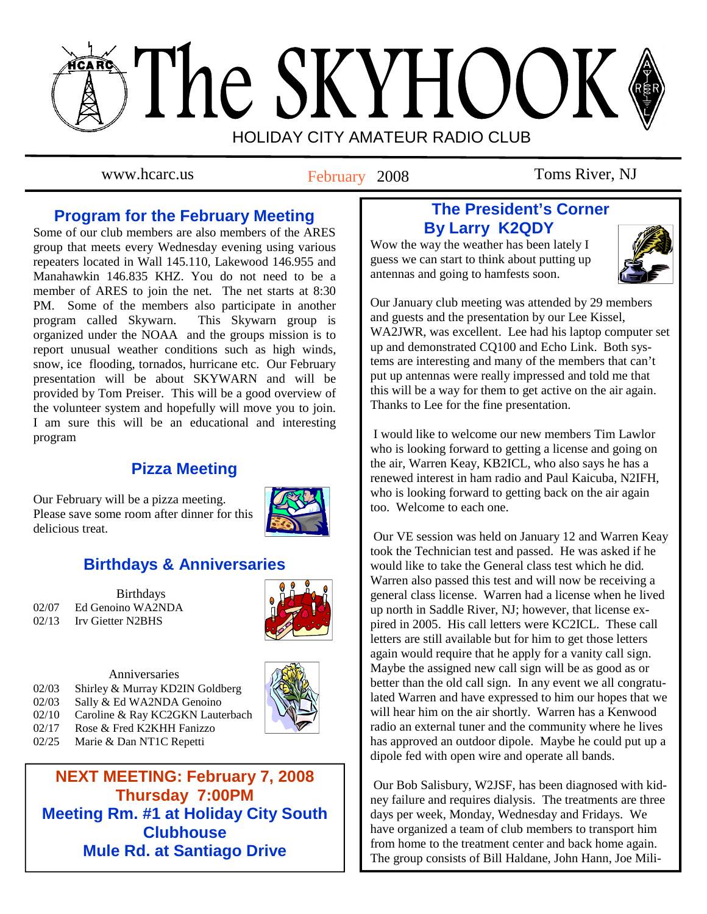# The SKYHOOK

HOLIDAY CITY AMATEUR RADIO CLUB

www.hcarc.us — February 2008 — Toms River, NJ

## Program for the February Meeting

Some of our club members are also members of the ARES group that meets every Wednesday evening using various repeaters located in Wall 145.110, Lakewood 146.955 and Manahawkin 146.835 KHZ. You do not need to be a member of ARES to join the net. The net starts at 8:30 PM. Some of the members also participate in another program called Skywarn. This Skywarn group is organized under the NOAA and the groups mission is to report unusual weather conditions such as high winds, snow, ice flooding, tornados, hurricane etc. Our February presentation will be about SKYWARN and will be provided by Tom Preiser. This will be a good overview of the volunteer system and hopefully will move you to join. I am sure this will be an educational and interesting program

## Pizza Meeting

Our February will be a pizza meeting. Please save some room after dinner for this delicious treat.

## Birthdays & Anniversaries

Birthdays

| | |
|---|---|
| 02/07 | Ed Genoino WA2NDA |
| 02/13 | Irv Gietter N2BHS |

Anniversaries

| | |
|---|---|
| 02/03 | Shirley & Murray KD2IN Goldberg |
| 02/03 | Sally & Ed WA2NDA Genoino |
| 02/10 | Caroline & Ray KC2GKN Lauterbach |
| 02/17 | Rose & Fred K2KHH Fanizzo |
| 02/25 | Marie & Dan NT1C Repetti |

**NEXT MEETING: February 7, 2008**
**Thursday 7:00PM**
**Meeting Rm. #1 at Holiday City South Clubhouse**
**Mule Rd. at Santiago Drive**

## The President's Corner
### By Larry K2QDY

Wow the way the weather has been lately I guess we can start to think about putting up antennas and going to hamfests soon.

Our January club meeting was attended by 29 members and guests and the presentation by our Lee Kissel, WA2JWR, was excellent. Lee had his laptop computer set up and demonstrated CQ100 and Echo Link. Both systems are interesting and many of the members that can't put up antennas were really impressed and told me that this will be a way for them to get active on the air again. Thanks to Lee for the fine presentation.

I would like to welcome our new members Tim Lawlor who is looking forward to getting a license and going on the air, Warren Keay, KB2ICL, who also says he has a renewed interest in ham radio and Paul Kaicuba, N2IFH, who is looking forward to getting back on the air again too. Welcome to each one.

Our VE session was held on January 12 and Warren Keay took the Technician test and passed. He was asked if he would like to take the General class test which he did. Warren also passed this test and will now be receiving a general class license. Warren had a license when he lived up north in Saddle River, NJ; however, that license expired in 2005. His call letters were KC2ICL. These call letters are still available but for him to get those letters again would require that he apply for a vanity call sign. Maybe the assigned new call sign will be as good as or better than the old call sign. In any event we all congratulated Warren and have expressed to him our hopes that we will hear him on the air shortly. Warren has a Kenwood radio an external tuner and the community where he lives has approved an outdoor dipole. Maybe he could put up a dipole fed with open wire and operate all bands.

Our Bob Salisbury, W2JSF, has been diagnosed with kidney failure and requires dialysis. The treatments are three days per week, Monday, Wednesday and Fridays. We have organized a team of club members to transport him from home to the treatment center and back home again. The group consists of Bill Haldane, John Hann, Joe Mili-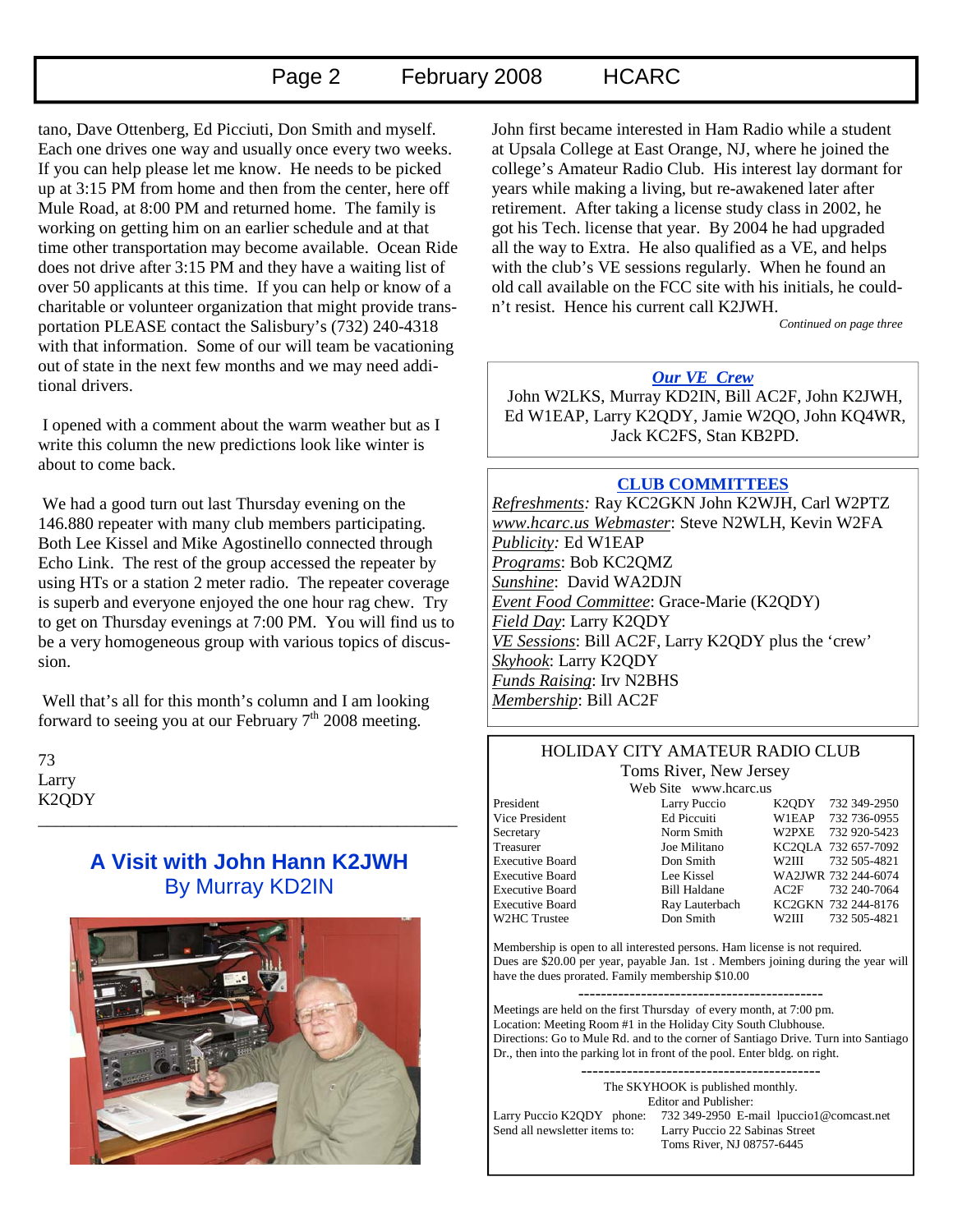tano, Dave Ottenberg, Ed Picciuti, Don Smith and myself. Each one drives one way and usually once every two weeks. If you can help please let me know. He needs to be picked up at 3:15 PM from home and then from the center, here off Mule Road, at 8:00 PM and returned home. The family is working on getting him on an earlier schedule and at that time other transportation may become available. Ocean Ride does not drive after 3:15 PM and they have a waiting list of over 50 applicants at this time. If you can help or know of a charitable or volunteer organization that might provide transportation PLEASE contact the Salisbury's (732) 240-4318 with that information. Some of our will team be vacationing out of state in the next few months and we may need additional drivers.

I opened with a comment about the warm weather but as I write this column the new predictions look like winter is about to come back.

We had a good turn out last Thursday evening on the 146.880 repeater with many club members participating. Both Lee Kissel and Mike Agostinello connected through Echo Link. The rest of the group accessed the repeater by using HTs or a station 2 meter radio. The repeater coverage is superb and everyone enjoyed the one hour rag chew. Try to get on Thursday evenings at 7:00 PM. You will find us to be a very homogeneous group with various topics of discussion.

Well that's all for this month's column and I am looking forward to seeing you at our February 7th 2008 meeting.

73
Larry
K2QDY

---

## A Visit with John Hann K2JWH

### By Murray KD2IN

John first became interested in Ham Radio while a student at Upsala College at East Orange, NJ, where he joined the college's Amateur Radio Club. His interest lay dormant for years while making a living, but re-awakened later after retirement. After taking a license study class in 2002, he got his Tech. license that year. By 2004 he had upgraded all the way to Extra. He also qualified as a VE, and helps with the club's VE sessions regularly. When he found an old call available on the FCC site with his initials, he couldn't resist. Hence his current call K2JWH.

*Continued on page three*

---

***Our VE Crew***

John W2LKS, Murray KD2IN, Bill AC2F, John K2JWH, Ed W1EAP, Larry K2QDY, Jamie W2QO, John KQ4WR, Jack KC2FS, Stan KB2PD.

---

**CLUB COMMITTEES**

*Refreshments:* Ray KC2GKN John K2WJH, Carl W2PTZ
*www.hcarc.us Webmaster*: Steve N2WLH, Kevin W2FA
*Publicity:* Ed W1EAP
*Programs*: Bob KC2QMZ
*Sunshine*: David WA2DJN
*Event Food Committee*: Grace-Marie (K2QDY)
*Field Day*: Larry K2QDY
*VE Sessions*: Bill AC2F, Larry K2QDY plus the 'crew'
*Skyhook*: Larry K2QDY
*Funds Raising*: Irv N2BHS
*Membership*: Bill AC2F

---

HOLIDAY CITY AMATEUR RADIO CLUB
Toms River, New Jersey
Web Site www.hcarc.us

| Position | Name | Call | Phone |
|---|---|---|---|
| President | Larry Puccio | K2QDY | 732 349-2950 |
| Vice President | Ed Picciuti | W1EAP | 732 736-0955 |
| Secretary | Norm Smith | W2PXE | 732 920-5423 |
| Treasurer | Joe Militano | KC2QLA | 732 657-7092 |
| Executive Board | Don Smith | W2III | 732 505-4821 |
| Executive Board | Lee Kissel | WA2JWR | 732 244-6074 |
| Executive Board | Bill Haldane | AC2F | 732 240-7064 |
| Executive Board | Ray Lauterbach | KC2GKN | 732 244-8176 |
| W2HC Trustee | Don Smith | W2III | 732 505-4821 |

Membership is open to all interested persons. Ham license is not required. Dues are $20.00 per year, payable Jan. 1st . Members joining during the year will have the dues prorated. Family membership $10.00

Meetings are held on the first Thursday of every month, at 7:00 pm.
Location: Meeting Room #1 in the Holiday City South Clubhouse.
Directions: Go to Mule Rd. and to the corner of Santiago Drive. Turn into Santiago Dr., then into the parking lot in front of the pool. Enter bldg. on right.

The SKYHOOK is published monthly.
Editor and Publisher:
Larry Puccio K2QDY phone: 732 349-2950 E-mail lpuccio1@comcast.net
Send all newsletter items to: Larry Puccio 22 Sabinas Street
Toms River, NJ 08757-6445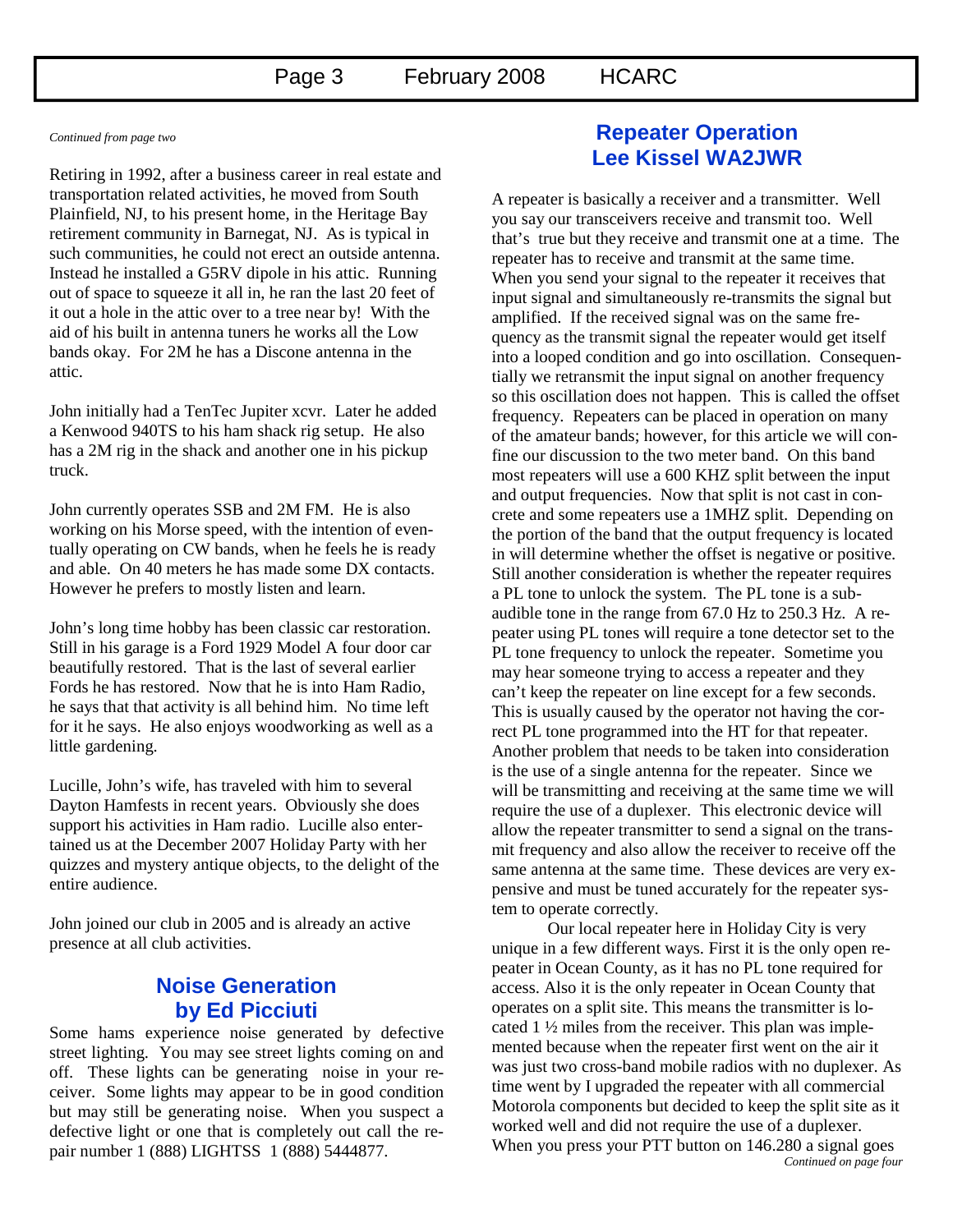*Continued from page two*

Retiring in 1992, after a business career in real estate and transportation related activities, he moved from South Plainfield, NJ, to his present home, in the Heritage Bay retirement community in Barnegat, NJ. As is typical in such communities, he could not erect an outside antenna. Instead he installed a G5RV dipole in his attic. Running out of space to squeeze it all in, he ran the last 20 feet of it out a hole in the attic over to a tree near by! With the aid of his built in antenna tuners he works all the Low bands okay. For 2M he has a Discone antenna in the attic.

John initially had a TenTec Jupiter xcvr. Later he added a Kenwood 940TS to his ham shack rig setup. He also has a 2M rig in the shack and another one in his pickup truck.

John currently operates SSB and 2M FM. He is also working on his Morse speed, with the intention of eventually operating on CW bands, when he feels he is ready and able. On 40 meters he has made some DX contacts. However he prefers to mostly listen and learn.

John's long time hobby has been classic car restoration. Still in his garage is a Ford 1929 Model A four door car beautifully restored. That is the last of several earlier Fords he has restored. Now that he is into Ham Radio, he says that that activity is all behind him. No time left for it he says. He also enjoys woodworking as well as a little gardening.

Lucille, John's wife, has traveled with him to several Dayton Hamfests in recent years. Obviously she does support his activities in Ham radio. Lucille also entertained us at the December 2007 Holiday Party with her quizzes and mystery antique objects, to the delight of the entire audience.

John joined our club in 2005 and is already an active presence at all club activities.

## Noise Generation by Ed Picciuti

Some hams experience noise generated by defective street lighting. You may see street lights coming on and off. These lights can be generating noise in your receiver. Some lights may appear to be in good condition but may still be generating noise. When you suspect a defective light or one that is completely out call the repair number 1 (888) LIGHTSS 1 (888) 5444877.

## Repeater Operation Lee Kissel WA2JWR

A repeater is basically a receiver and a transmitter. Well you say our transceivers receive and transmit too. Well that's true but they receive and transmit one at a time. The repeater has to receive and transmit at the same time. When you send your signal to the repeater it receives that input signal and simultaneously re-transmits the signal but amplified. If the received signal was on the same frequency as the transmit signal the repeater would get itself into a looped condition and go into oscillation. Consequentially we retransmit the input signal on another frequency so this oscillation does not happen. This is called the offset frequency. Repeaters can be placed in operation on many of the amateur bands; however, for this article we will confine our discussion to the two meter band. On this band most repeaters will use a 600 KHZ split between the input and output frequencies. Now that split is not cast in concrete and some repeaters use a 1MHZ split. Depending on the portion of the band that the output frequency is located in will determine whether the offset is negative or positive. Still another consideration is whether the repeater requires a PL tone to unlock the system. The PL tone is a sub-audible tone in the range from 67.0 Hz to 250.3 Hz. A repeater using PL tones will require a tone detector set to the PL tone frequency to unlock the repeater. Sometime you may hear someone trying to access a repeater and they can't keep the repeater on line except for a few seconds. This is usually caused by the operator not having the correct PL tone programmed into the HT for that repeater. Another problem that needs to be taken into consideration is the use of a single antenna for the repeater. Since we will be transmitting and receiving at the same time we will require the use of a duplexer. This electronic device will allow the repeater transmitter to send a signal on the transmit frequency and also allow the receiver to receive off the same antenna at the same time. These devices are very expensive and must be tuned accurately for the repeater system to operate correctly.

Our local repeater here in Holiday City is very unique in a few different ways. First it is the only open repeater in Ocean County, as it has no PL tone required for access. Also it is the only repeater in Ocean County that operates on a split site. This means the transmitter is located 1 ½ miles from the receiver. This plan was implemented because when the repeater first went on the air it was just two cross-band mobile radios with no duplexer. As time went by I upgraded the repeater with all commercial Motorola components but decided to keep the split site as it worked well and did not require the use of a duplexer. When you press your PTT button on 146.280 a signal goes

*Continued on page four*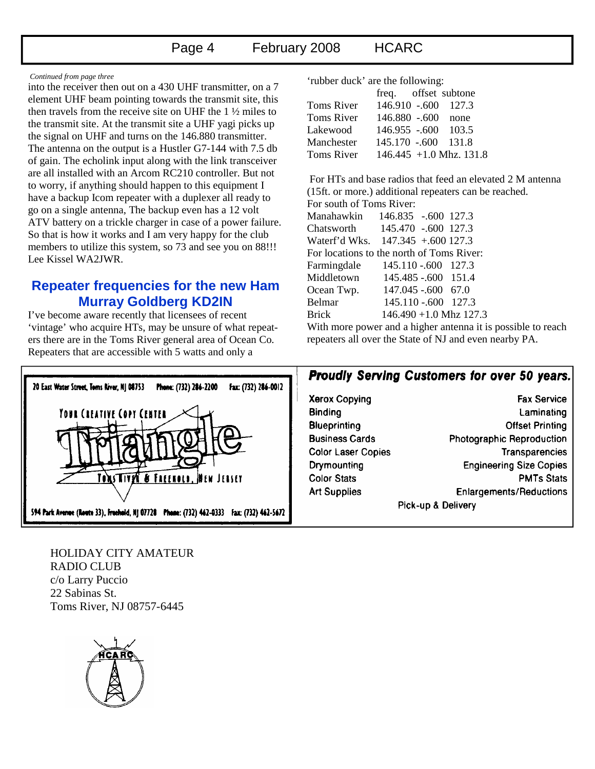*Continued from page three*

into the receiver then out on a 430 UHF transmitter, on a 7 element UHF beam pointing towards the transmit site, this then travels from the receive site on UHF the 1 ½ miles to the transmit site. At the transmit site a UHF yagi picks up the signal on UHF and turns on the 146.880 transmitter. The antenna on the output is a Hustler G7-144 with 7.5 db of gain. The echolink input along with the link transceiver are all installed with an Arcom RC210 controller. But not to worry, if anything should happen to this equipment I have a backup Icom repeater with a duplexer all ready to go on a single antenna, The backup even has a 12 volt ATV battery on a trickle charger in case of a power failure. So that is how it works and I am very happy for the club members to utilize this system, so 73 and see you on 88!!! Lee Kissel WA2JWR.

## Repeater frequencies for the new Ham
## Murray Goldberg KD2IN

I've become aware recently that licensees of recent 'vintage' who acquire HTs, may be unsure of what repeaters there are in the Toms River general area of Ocean Co. Repeaters that are accessible with 5 watts and only a 'rubber duck' are the following:

| | freq. | offset | subtone |
|---|---|---|---|
| Toms River | 146.910 | -.600 | 127.3 |
| Toms River | 146.880 | -.600 | none |
| Lakewood | 146.955 | -.600 | 103.5 |
| Manchester | 145.170 | -.600 | 131.8 |
| Toms River | 146.445 | +1.0 Mhz. | 131.8 |

For HTs and base radios that feed an elevated 2 M antenna (15ft. or more.) additional repeaters can be reached.

For south of Toms River:

| | | | |
|---|---|---|---|
| Manahawkin | 146.835 | -.600 | 127.3 |
| Chatsworth | 145.470 | -.600 | 127.3 |
| Waterf'd Wks. | 147.345 | +.600 | 127.3 |

For locations to the north of Toms River:

| | | | |
|---|---|---|---|
| Farmingdale | 145.110 | -.600 | 127.3 |
| Middletown | 145.485 | -.600 | 151.4 |
| Ocean Twp. | 147.045 | -.600 | 67.0 |
| Belmar | 145.110 | -.600 | 127.3 |
| Brick | 146.490 | +1.0 Mhz | 127.3 |

With more power and a higher antenna it is possible to reach repeaters all over the State of NJ and even nearby PA.

20 East Water Street, Toms River, NJ 08753 Phone: (732) 286-2200 Fax: (732) 286-0012

YOUR CREATIVE COPY CENTER

**Triangle**

TOMS RIVER & FREEHOLD, NEW JERSEY

594 Park Avenue (Route 33), Freehold, NJ 07728 Phone: (732) 462-0333 Fax: (732) 462-5672

***Proudly Serving Customers for over 50 years.***

| | |
|---|---|
| Xerox Copying | Fax Service |
| Binding | Laminating |
| Blueprinting | Offset Printing |
| Business Cards | Photographic Reproduction |
| Color Laser Copies | Transparencies |
| Drymounting | Engineering Size Copies |
| Color Stats | PMTs Stats |
| Art Supplies | Enlargements/Reductions |

Pick-up & Delivery

HOLIDAY CITY AMATEUR RADIO CLUB
c/o Larry Puccio
22 Sabinas St.
Toms River, NJ 08757-6445

HCARC